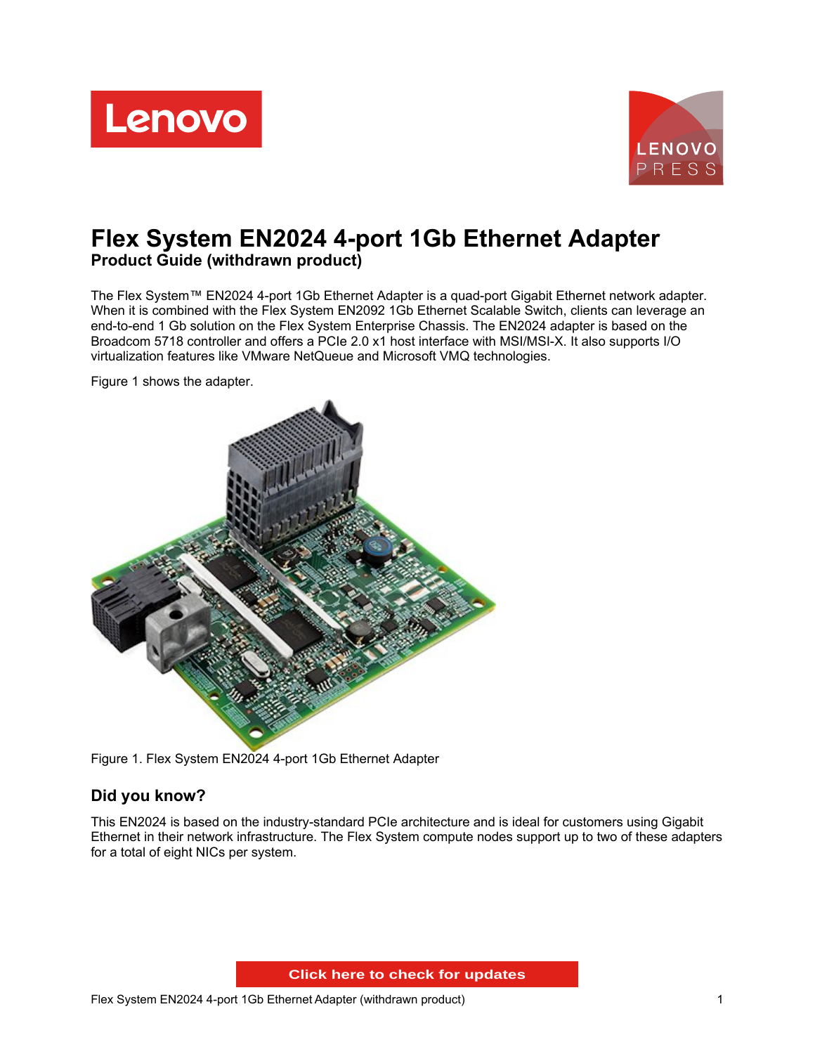# Flex System EN2024 4-port 1Gb Ethernet Adapter

**Product Guide (withdrawn product)**

The Flex System™ EN2024 4-port 1Gb Ethernet Adapter is a quad-port Gigabit Ethernet network adapter. When it is combined with the Flex System EN2092 1Gb Ethernet Scalable Switch, clients can leverage an end-to-end 1 Gb solution on the Flex System Enterprise Chassis. The EN2024 adapter is based on the Broadcom 5718 controller and offers a PCIe 2.0 x1 host interface with MSI/MSI-X. It also supports I/O virtualization features like VMware NetQueue and Microsoft VMQ technologies.

Figure 1 shows the adapter.

Figure 1. Flex System EN2024 4-port 1Gb Ethernet Adapter

## Did you know?

This EN2024 is based on the industry-standard PCIe architecture and is ideal for customers using Gigabit Ethernet in their network infrastructure. The Flex System compute nodes support up to two of these adapters for a total of eight NICs per system.

Click here to check for updates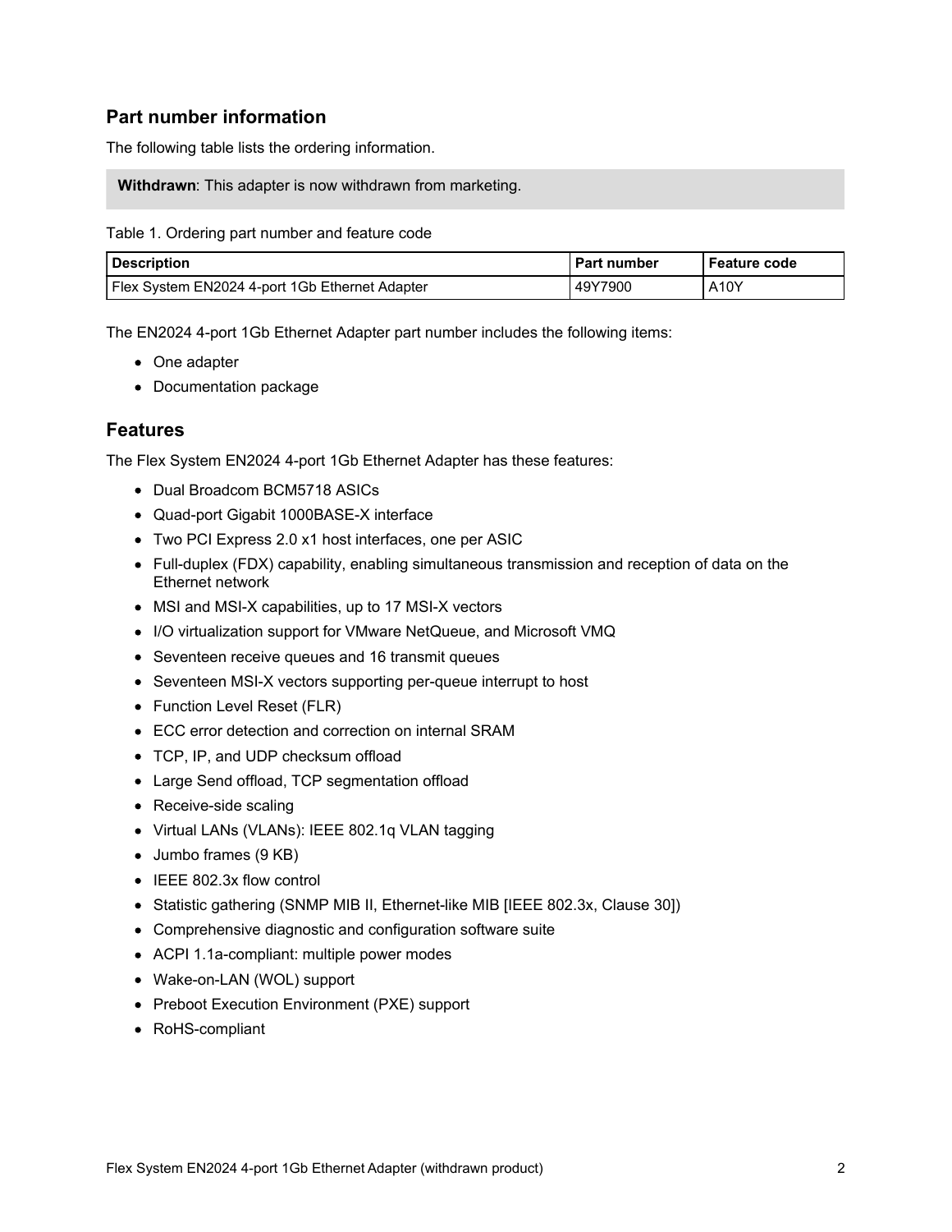## Part number information

The following table lists the ordering information.

> **Withdrawn**: This adapter is now withdrawn from marketing.

Table 1. Ordering part number and feature code

| Description | Part number | Feature code |
| --- | --- | --- |
| Flex System EN2024 4-port 1Gb Ethernet Adapter | 49Y7900 | A10Y |

The EN2024 4-port 1Gb Ethernet Adapter part number includes the following items:

- One adapter
- Documentation package

## Features

The Flex System EN2024 4-port 1Gb Ethernet Adapter has these features:

- Dual Broadcom BCM5718 ASICs
- Quad-port Gigabit 1000BASE-X interface
- Two PCI Express 2.0 x1 host interfaces, one per ASIC
- Full-duplex (FDX) capability, enabling simultaneous transmission and reception of data on the Ethernet network
- MSI and MSI-X capabilities, up to 17 MSI-X vectors
- I/O virtualization support for VMware NetQueue, and Microsoft VMQ
- Seventeen receive queues and 16 transmit queues
- Seventeen MSI-X vectors supporting per-queue interrupt to host
- Function Level Reset (FLR)
- ECC error detection and correction on internal SRAM
- TCP, IP, and UDP checksum offload
- Large Send offload, TCP segmentation offload
- Receive-side scaling
- Virtual LANs (VLANs): IEEE 802.1q VLAN tagging
- Jumbo frames (9 KB)
- IEEE 802.3x flow control
- Statistic gathering (SNMP MIB II, Ethernet-like MIB [IEEE 802.3x, Clause 30])
- Comprehensive diagnostic and configuration software suite
- ACPI 1.1a-compliant: multiple power modes
- Wake-on-LAN (WOL) support
- Preboot Execution Environment (PXE) support
- RoHS-compliant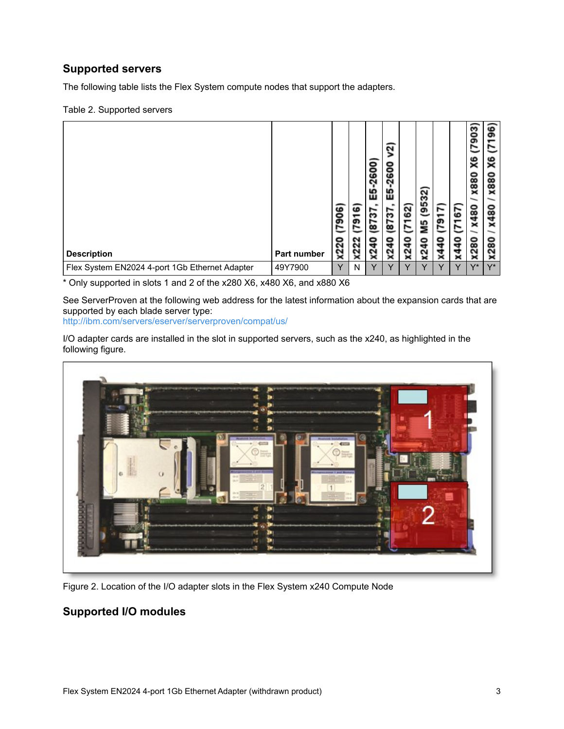## Supported servers

The following table lists the Flex System compute nodes that support the adapters.

Table 2. Supported servers

| Description | Part number | x220 (7906) | x222 (7916) | x240 (8737, E5-2600) | x240 (8737, E5-2600 v2) | x240 (7162) | x240 M5 (9532) | x440 (7917) | x440 (7167) | x280 / x480 / x880 X6 (7903) | x280 / x480 / x880 X6 (7196) |
|---|---|---|---|---|---|---|---|---|---|---|---|
| Flex System EN2024 4-port 1Gb Ethernet Adapter | 49Y7900 | Y | N | Y | Y | Y | Y | Y | Y | Y* | Y* |

* Only supported in slots 1 and 2 of the x280 X6, x480 X6, and x880 X6

See ServerProven at the following web address for the latest information about the expansion cards that are supported by each blade server type:
http://ibm.com/servers/eserver/serverproven/compat/us/

I/O adapter cards are installed in the slot in supported servers, such as the x240, as highlighted in the following figure.

Figure 2. Location of the I/O adapter slots in the Flex System x240 Compute Node

## Supported I/O modules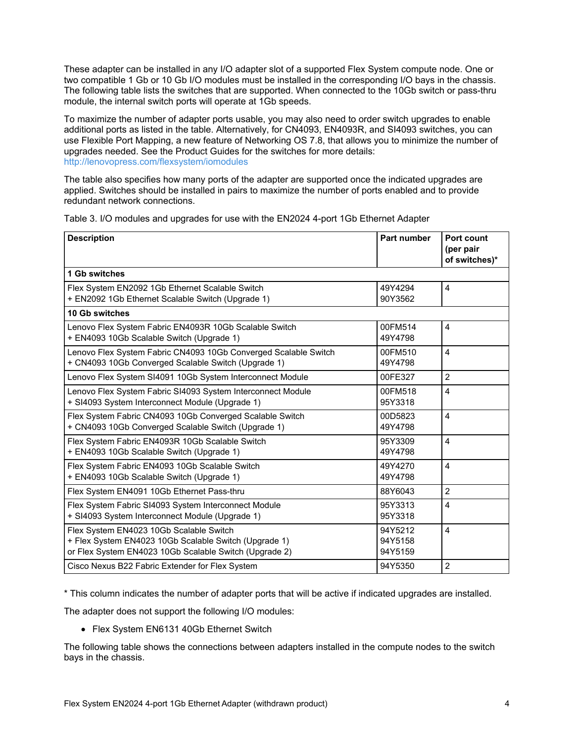These adapter can be installed in any I/O adapter slot of a supported Flex System compute node. One or two compatible 1 Gb or 10 Gb I/O modules must be installed in the corresponding I/O bays in the chassis. The following table lists the switches that are supported. When connected to the 10Gb switch or pass-thru module, the internal switch ports will operate at 1Gb speeds.

To maximize the number of adapter ports usable, you may also need to order switch upgrades to enable additional ports as listed in the table. Alternatively, for CN4093, EN4093R, and SI4093 switches, you can use Flexible Port Mapping, a new feature of Networking OS 7.8, that allows you to minimize the number of upgrades needed. See the Product Guides for the switches for more details: http://lenovopress.com/flexsystem/iomodules

The table also specifies how many ports of the adapter are supported once the indicated upgrades are applied. Switches should be installed in pairs to maximize the number of ports enabled and to provide redundant network connections.

Table 3. I/O modules and upgrades for use with the EN2024 4-port 1Gb Ethernet Adapter

| Description | Part number | Port count (per pair of switches)* |
|---|---|---|
| **1 Gb switches** | | |
| Flex System EN2092 1Gb Ethernet Scalable Switch<br>+ EN2092 1Gb Ethernet Scalable Switch (Upgrade 1) | 49Y4294<br>90Y3562 | 4 |
| **10 Gb switches** | | |
| Lenovo Flex System Fabric EN4093R 10Gb Scalable Switch<br>+ EN4093 10Gb Scalable Switch (Upgrade 1) | 00FM514<br>49Y4798 | 4 |
| Lenovo Flex System Fabric CN4093 10Gb Converged Scalable Switch<br>+ CN4093 10Gb Converged Scalable Switch (Upgrade 1) | 00FM510<br>49Y4798 | 4 |
| Lenovo Flex System SI4091 10Gb System Interconnect Module | 00FE327 | 2 |
| Lenovo Flex System Fabric SI4093 System Interconnect Module<br>+ SI4093 System Interconnect Module (Upgrade 1) | 00FM518<br>95Y3318 | 4 |
| Flex System Fabric CN4093 10Gb Converged Scalable Switch<br>+ CN4093 10Gb Converged Scalable Switch (Upgrade 1) | 00D5823<br>49Y4798 | 4 |
| Flex System Fabric EN4093R 10Gb Scalable Switch<br>+ EN4093 10Gb Scalable Switch (Upgrade 1) | 95Y3309<br>49Y4798 | 4 |
| Flex System Fabric EN4093 10Gb Scalable Switch<br>+ EN4093 10Gb Scalable Switch (Upgrade 1) | 49Y4270<br>49Y4798 | 4 |
| Flex System EN4091 10Gb Ethernet Pass-thru | 88Y6043 | 2 |
| Flex System Fabric SI4093 System Interconnect Module<br>+ SI4093 System Interconnect Module (Upgrade 1) | 95Y3313<br>95Y3318 | 4 |
| Flex System EN4023 10Gb Scalable Switch<br>+ Flex System EN4023 10Gb Scalable Switch (Upgrade 1)<br>or Flex System EN4023 10Gb Scalable Switch (Upgrade 2) | 94Y5212<br>94Y5158<br>94Y5159 | 4 |
| Cisco Nexus B22 Fabric Extender for Flex System | 94Y5350 | 2 |

* This column indicates the number of adapter ports that will be active if indicated upgrades are installed.

The adapter does not support the following I/O modules:

- Flex System EN6131 40Gb Ethernet Switch

The following table shows the connections between adapters installed in the compute nodes to the switch bays in the chassis.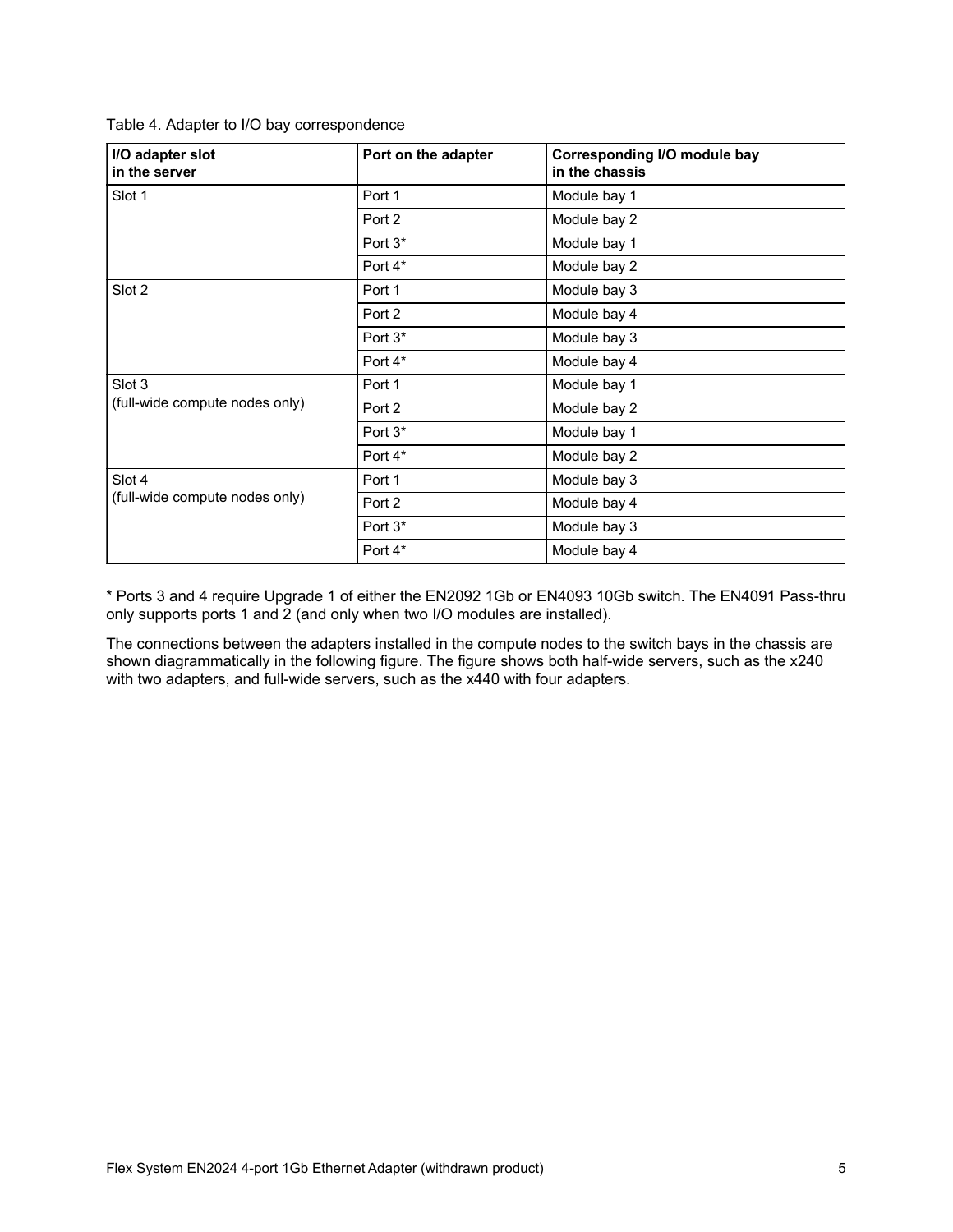Table 4. Adapter to I/O bay correspondence

| I/O adapter slot in the server | Port on the adapter | Corresponding I/O module bay in the chassis |
|---|---|---|
| Slot 1 | Port 1 | Module bay 1 |
| | Port 2 | Module bay 2 |
| | Port 3* | Module bay 1 |
| | Port 4* | Module bay 2 |
| Slot 2 | Port 1 | Module bay 3 |
| | Port 2 | Module bay 4 |
| | Port 3* | Module bay 3 |
| | Port 4* | Module bay 4 |
| Slot 3 (full-wide compute nodes only) | Port 1 | Module bay 1 |
| | Port 2 | Module bay 2 |
| | Port 3* | Module bay 1 |
| | Port 4* | Module bay 2 |
| Slot 4 (full-wide compute nodes only) | Port 1 | Module bay 3 |
| | Port 2 | Module bay 4 |
| | Port 3* | Module bay 3 |
| | Port 4* | Module bay 4 |

* Ports 3 and 4 require Upgrade 1 of either the EN2092 1Gb or EN4093 10Gb switch. The EN4091 Pass-thru only supports ports 1 and 2 (and only when two I/O modules are installed).

The connections between the adapters installed in the compute nodes to the switch bays in the chassis are shown diagrammatically in the following figure. The figure shows both half-wide servers, such as the x240 with two adapters, and full-wide servers, such as the x440 with four adapters.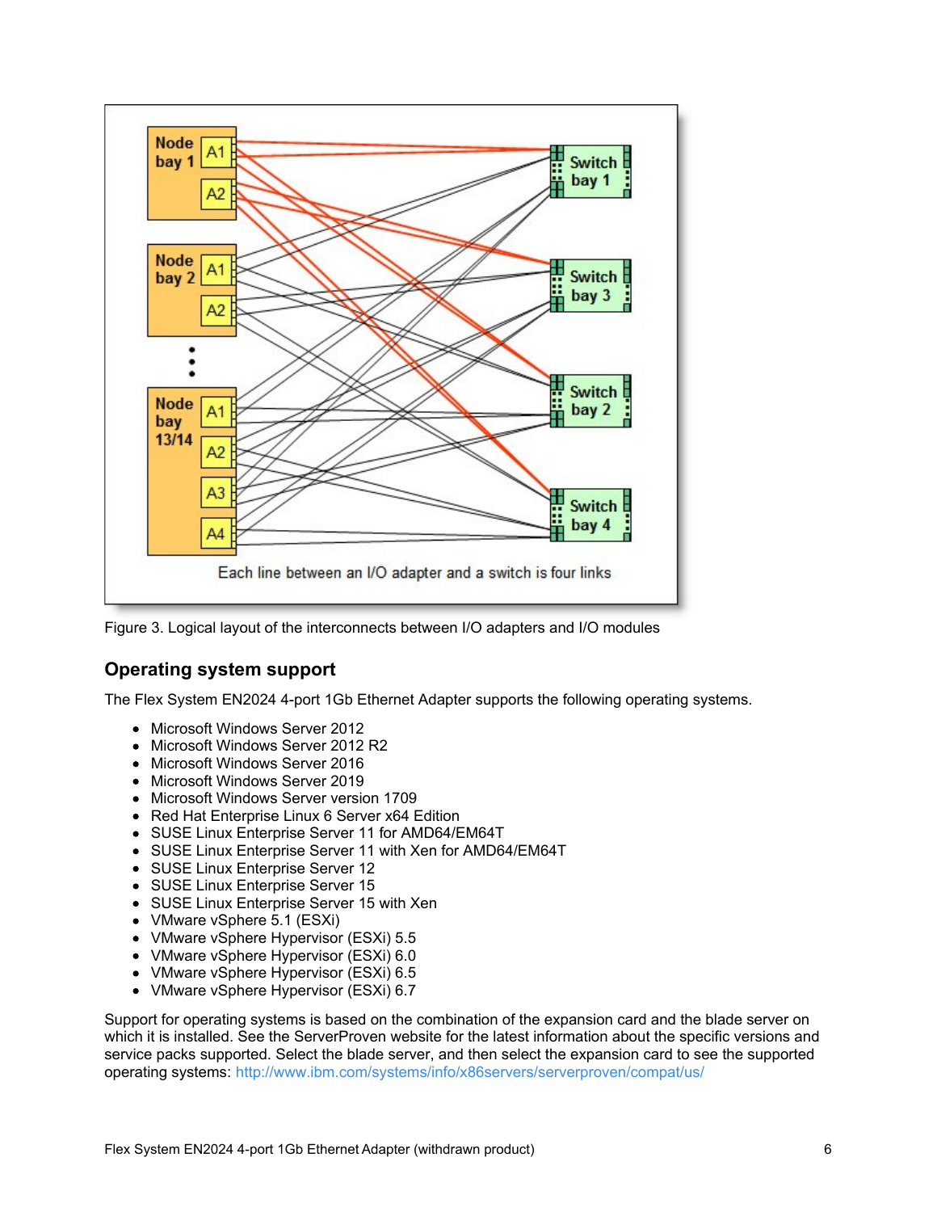Figure 3. Logical layout of the interconnects between I/O adapters and I/O modules

## Operating system support

The Flex System EN2024 4-port 1Gb Ethernet Adapter supports the following operating systems.

- Microsoft Windows Server 2012
- Microsoft Windows Server 2012 R2
- Microsoft Windows Server 2016
- Microsoft Windows Server 2019
- Microsoft Windows Server version 1709
- Red Hat Enterprise Linux 6 Server x64 Edition
- SUSE Linux Enterprise Server 11 for AMD64/EM64T
- SUSE Linux Enterprise Server 11 with Xen for AMD64/EM64T
- SUSE Linux Enterprise Server 12
- SUSE Linux Enterprise Server 15
- SUSE Linux Enterprise Server 15 with Xen
- VMware vSphere 5.1 (ESXi)
- VMware vSphere Hypervisor (ESXi) 5.5
- VMware vSphere Hypervisor (ESXi) 6.0
- VMware vSphere Hypervisor (ESXi) 6.5
- VMware vSphere Hypervisor (ESXi) 6.7

Support for operating systems is based on the combination of the expansion card and the blade server on which it is installed. See the ServerProven website for the latest information about the specific versions and service packs supported. Select the blade server, and then select the expansion card to see the supported operating systems: http://www.ibm.com/systems/info/x86servers/serverproven/compat/us/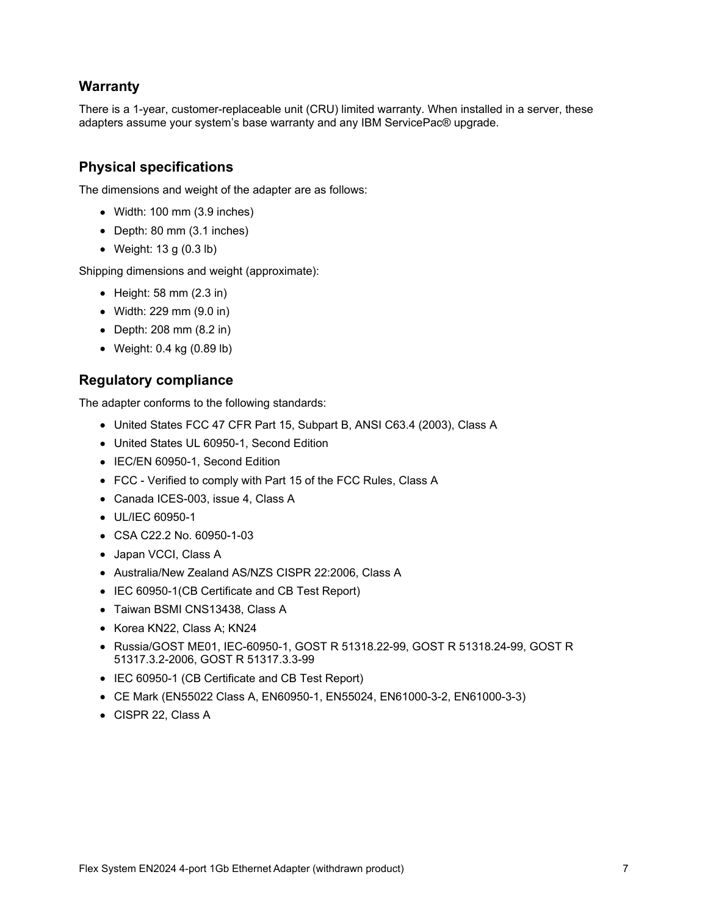## Warranty

There is a 1-year, customer-replaceable unit (CRU) limited warranty. When installed in a server, these adapters assume your system's base warranty and any IBM ServicePac® upgrade.

## Physical specifications

The dimensions and weight of the adapter are as follows:

- Width: 100 mm (3.9 inches)
- Depth: 80 mm (3.1 inches)
- Weight: 13 g (0.3 lb)

Shipping dimensions and weight (approximate):

- Height: 58 mm (2.3 in)
- Width: 229 mm (9.0 in)
- Depth: 208 mm (8.2 in)
- Weight: 0.4 kg (0.89 lb)

## Regulatory compliance

The adapter conforms to the following standards:

- United States FCC 47 CFR Part 15, Subpart B, ANSI C63.4 (2003), Class A
- United States UL 60950-1, Second Edition
- IEC/EN 60950-1, Second Edition
- FCC - Verified to comply with Part 15 of the FCC Rules, Class A
- Canada ICES-003, issue 4, Class A
- UL/IEC 60950-1
- CSA C22.2 No. 60950-1-03
- Japan VCCI, Class A
- Australia/New Zealand AS/NZS CISPR 22:2006, Class A
- IEC 60950-1(CB Certificate and CB Test Report)
- Taiwan BSMI CNS13438, Class A
- Korea KN22, Class A; KN24
- Russia/GOST ME01, IEC-60950-1, GOST R 51318.22-99, GOST R 51318.24-99, GOST R 51317.3.2-2006, GOST R 51317.3.3-99
- IEC 60950-1 (CB Certificate and CB Test Report)
- CE Mark (EN55022 Class A, EN60950-1, EN55024, EN61000-3-2, EN61000-3-3)
- CISPR 22, Class A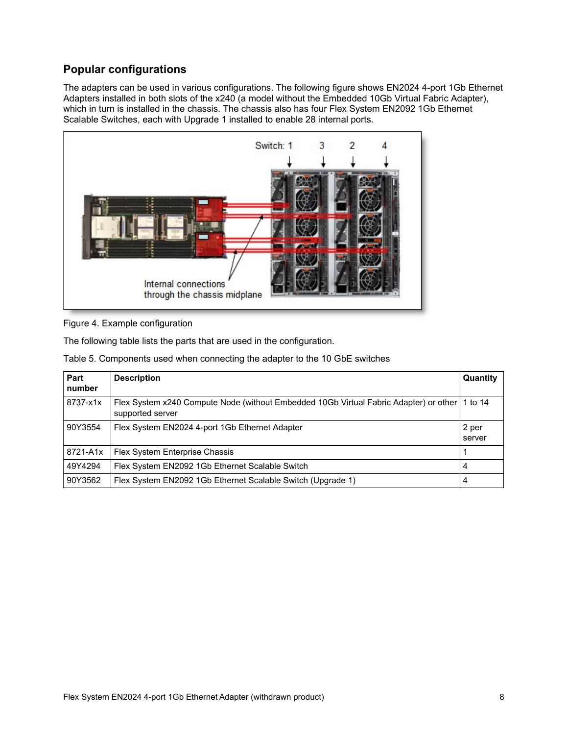## Popular configurations

The adapters can be used in various configurations. The following figure shows EN2024 4-port 1Gb Ethernet Adapters installed in both slots of the x240 (a model without the Embedded 10Gb Virtual Fabric Adapter), which in turn is installed in the chassis. The chassis also has four Flex System EN2092 1Gb Ethernet Scalable Switches, each with Upgrade 1 installed to enable 28 internal ports.

Figure 4. Example configuration

The following table lists the parts that are used in the configuration.

Table 5. Components used when connecting the adapter to the 10 GbE switches

| Part number | Description | Quantity |
|---|---|---|
| 8737-x1x | Flex System x240 Compute Node (without Embedded 10Gb Virtual Fabric Adapter) or other supported server | 1 to 14 |
| 90Y3554 | Flex System EN2024 4-port 1Gb Ethernet Adapter | 2 per server |
| 8721-A1x | Flex System Enterprise Chassis | 1 |
| 49Y4294 | Flex System EN2092 1Gb Ethernet Scalable Switch | 4 |
| 90Y3562 | Flex System EN2092 1Gb Ethernet Scalable Switch (Upgrade 1) | 4 |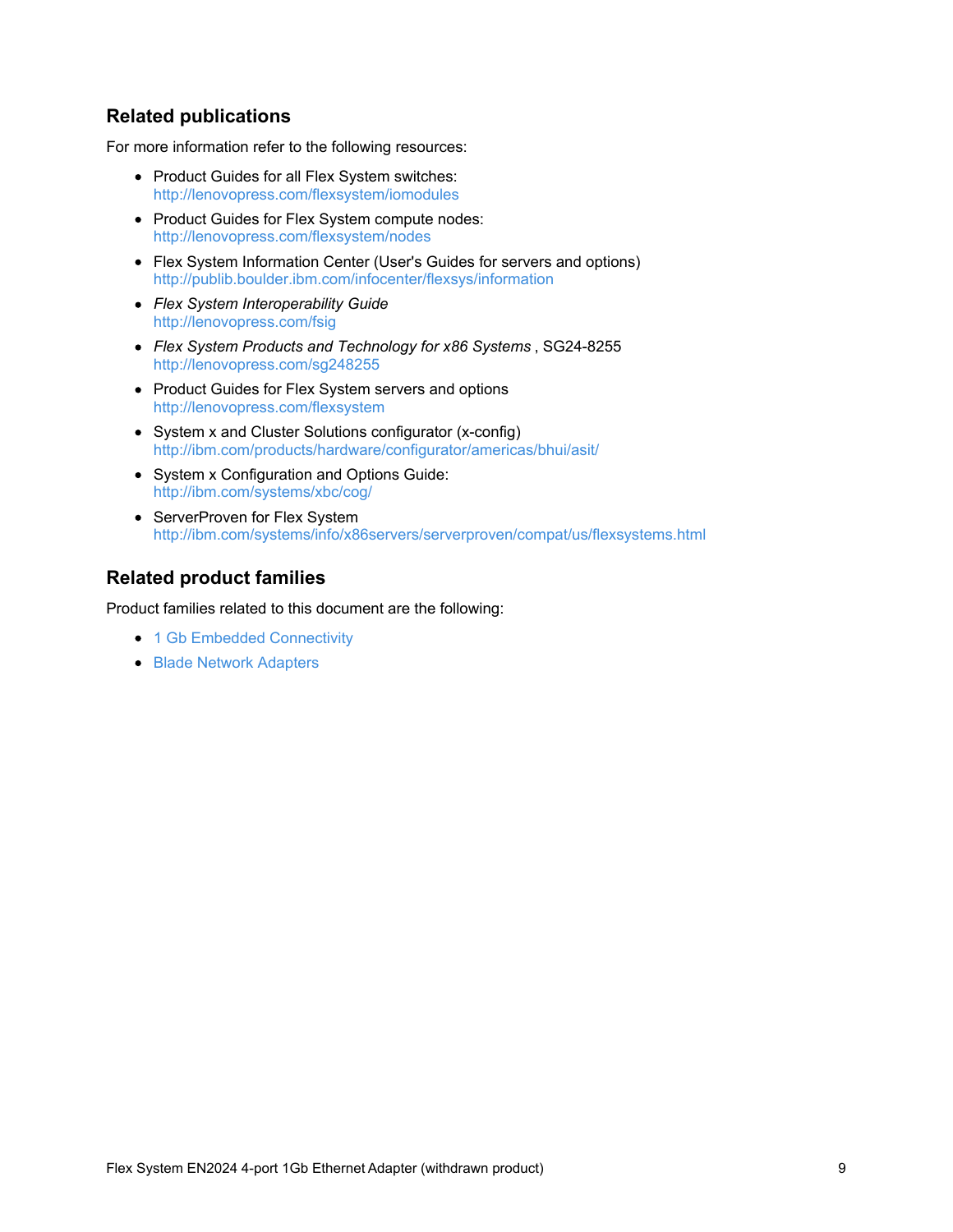## Related publications

For more information refer to the following resources:

- Product Guides for all Flex System switches:
  http://lenovopress.com/flexsystem/iomodules
- Product Guides for Flex System compute nodes:
  http://lenovopress.com/flexsystem/nodes
- Flex System Information Center (User's Guides for servers and options)
  http://publib.boulder.ibm.com/infocenter/flexsys/information
- *Flex System Interoperability Guide*
  http://lenovopress.com/fsig
- *Flex System Products and Technology for x86 Systems* , SG24-8255
  http://lenovopress.com/sg248255
- Product Guides for Flex System servers and options
  http://lenovopress.com/flexsystem
- System x and Cluster Solutions configurator (x-config)
  http://ibm.com/products/hardware/configurator/americas/bhui/asit/
- System x Configuration and Options Guide:
  http://ibm.com/systems/xbc/cog/
- ServerProven for Flex System
  http://ibm.com/systems/info/x86servers/serverproven/compat/us/flexsystems.html

## Related product families

Product families related to this document are the following:

- 1 Gb Embedded Connectivity
- Blade Network Adapters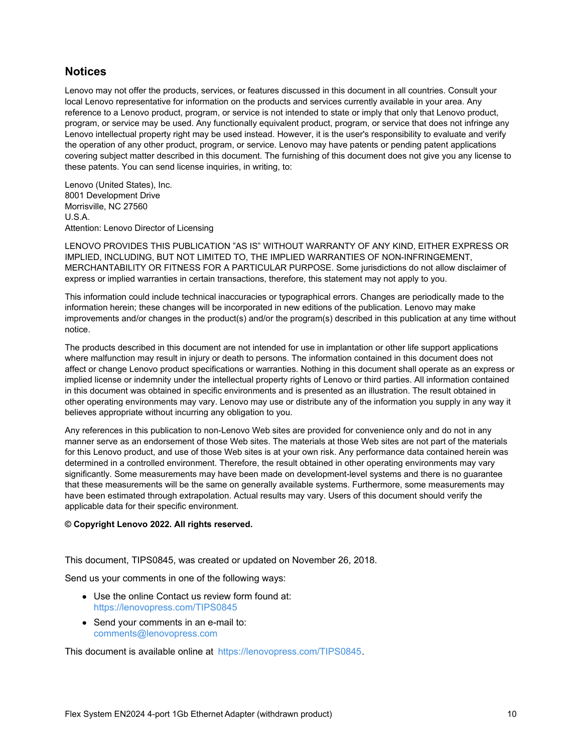## Notices

Lenovo may not offer the products, services, or features discussed in this document in all countries. Consult your local Lenovo representative for information on the products and services currently available in your area. Any reference to a Lenovo product, program, or service is not intended to state or imply that only that Lenovo product, program, or service may be used. Any functionally equivalent product, program, or service that does not infringe any Lenovo intellectual property right may be used instead. However, it is the user's responsibility to evaluate and verify the operation of any other product, program, or service. Lenovo may have patents or pending patent applications covering subject matter described in this document. The furnishing of this document does not give you any license to these patents. You can send license inquiries, in writing, to:

Lenovo (United States), Inc.
8001 Development Drive
Morrisville, NC 27560
U.S.A.
Attention: Lenovo Director of Licensing

LENOVO PROVIDES THIS PUBLICATION ”AS IS” WITHOUT WARRANTY OF ANY KIND, EITHER EXPRESS OR IMPLIED, INCLUDING, BUT NOT LIMITED TO, THE IMPLIED WARRANTIES OF NON-INFRINGEMENT, MERCHANTABILITY OR FITNESS FOR A PARTICULAR PURPOSE. Some jurisdictions do not allow disclaimer of express or implied warranties in certain transactions, therefore, this statement may not apply to you.

This information could include technical inaccuracies or typographical errors. Changes are periodically made to the information herein; these changes will be incorporated in new editions of the publication. Lenovo may make improvements and/or changes in the product(s) and/or the program(s) described in this publication at any time without notice.

The products described in this document are not intended for use in implantation or other life support applications where malfunction may result in injury or death to persons. The information contained in this document does not affect or change Lenovo product specifications or warranties. Nothing in this document shall operate as an express or implied license or indemnity under the intellectual property rights of Lenovo or third parties. All information contained in this document was obtained in specific environments and is presented as an illustration. The result obtained in other operating environments may vary. Lenovo may use or distribute any of the information you supply in any way it believes appropriate without incurring any obligation to you.

Any references in this publication to non-Lenovo Web sites are provided for convenience only and do not in any manner serve as an endorsement of those Web sites. The materials at those Web sites are not part of the materials for this Lenovo product, and use of those Web sites is at your own risk. Any performance data contained herein was determined in a controlled environment. Therefore, the result obtained in other operating environments may vary significantly. Some measurements may have been made on development-level systems and there is no guarantee that these measurements will be the same on generally available systems. Furthermore, some measurements may have been estimated through extrapolation. Actual results may vary. Users of this document should verify the applicable data for their specific environment.

**© Copyright Lenovo 2022. All rights reserved.**

This document, TIPS0845, was created or updated on November 26, 2018.

Send us your comments in one of the following ways:

- Use the online Contact us review form found at:
  https://lenovopress.com/TIPS0845
- Send your comments in an e-mail to:
  comments@lenovopress.com

This document is available online at https://lenovopress.com/TIPS0845.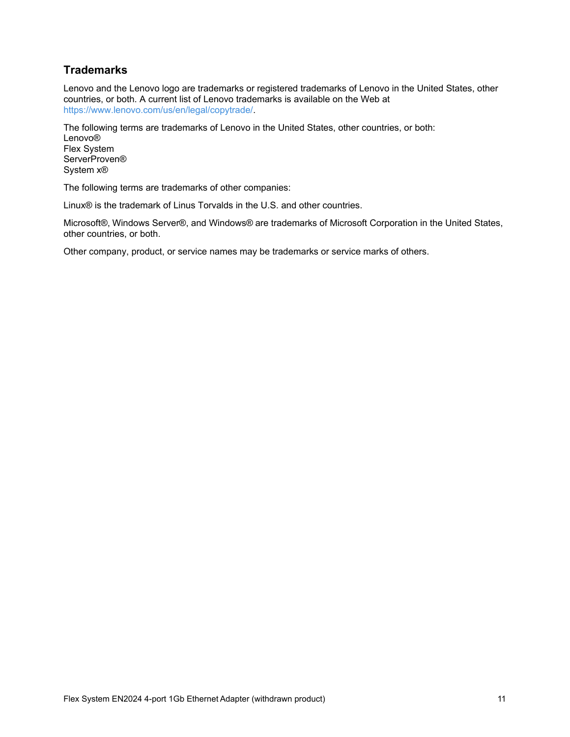## Trademarks

Lenovo and the Lenovo logo are trademarks or registered trademarks of Lenovo in the United States, other countries, or both. A current list of Lenovo trademarks is available on the Web at https://www.lenovo.com/us/en/legal/copytrade/.

The following terms are trademarks of Lenovo in the United States, other countries, or both:
Lenovo®
Flex System
ServerProven®
System x®

The following terms are trademarks of other companies:

Linux® is the trademark of Linus Torvalds in the U.S. and other countries.

Microsoft®, Windows Server®, and Windows® are trademarks of Microsoft Corporation in the United States, other countries, or both.

Other company, product, or service names may be trademarks or service marks of others.